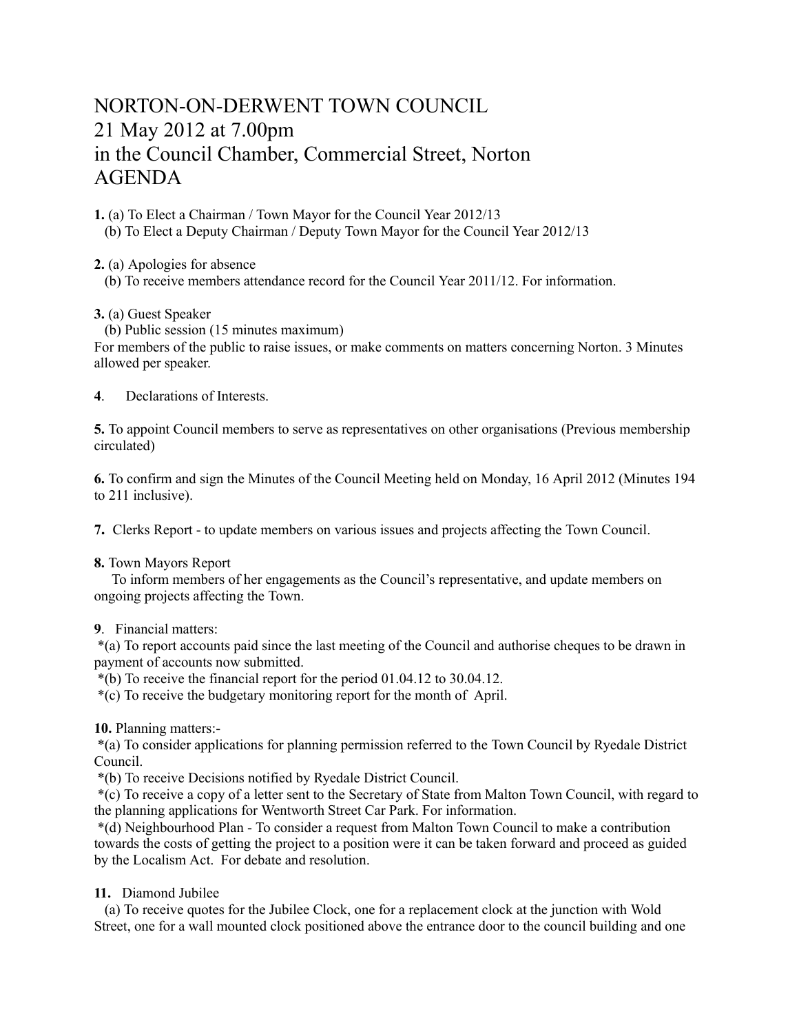# NORTON-ON-DERWENT TOWN COUNCIL
# 21 May 2012 at 7.00pm
# in the Council Chamber, Commercial Street, Norton
# AGENDA

**1.** (a) To Elect a Chairman / Town Mayor for the Council Year 2012/13
(b) To Elect a Deputy Chairman / Deputy Town Mayor for the Council Year 2012/13

**2.** (a) Apologies for absence
(b) To receive members attendance record for the Council Year 2011/12. For information.

**3.** (a) Guest Speaker
(b) Public session (15 minutes maximum)
For members of the public to raise issues, or make comments on matters concerning Norton. 3 Minutes allowed per speaker.

**4**. Declarations of Interests.

**5.** To appoint Council members to serve as representatives on other organisations (Previous membership circulated)

**6.** To confirm and sign the Minutes of the Council Meeting held on Monday, 16 April 2012 (Minutes 194 to 211 inclusive).

**7.** Clerks Report - to update members on various issues and projects affecting the Town Council.

**8.** Town Mayors Report
To inform members of her engagements as the Council's representative, and update members on ongoing projects affecting the Town.

**9**. Financial matters:
*(a) To report accounts paid since the last meeting of the Council and authorise cheques to be drawn in payment of accounts now submitted.
*(b) To receive the financial report for the period 01.04.12 to 30.04.12.
*(c) To receive the budgetary monitoring report for the month of April.

**10.** Planning matters:-
*(a) To consider applications for planning permission referred to the Town Council by Ryedale District Council.
*(b) To receive Decisions notified by Ryedale District Council.
*(c) To receive a copy of a letter sent to the Secretary of State from Malton Town Council, with regard to the planning applications for Wentworth Street Car Park. For information.
*(d) Neighbourhood Plan - To consider a request from Malton Town Council to make a contribution towards the costs of getting the project to a position were it can be taken forward and proceed as guided by the Localism Act. For debate and resolution.

**11.** Diamond Jubilee
(a) To receive quotes for the Jubilee Clock, one for a replacement clock at the junction with Wold Street, one for a wall mounted clock positioned above the entrance door to the council building and one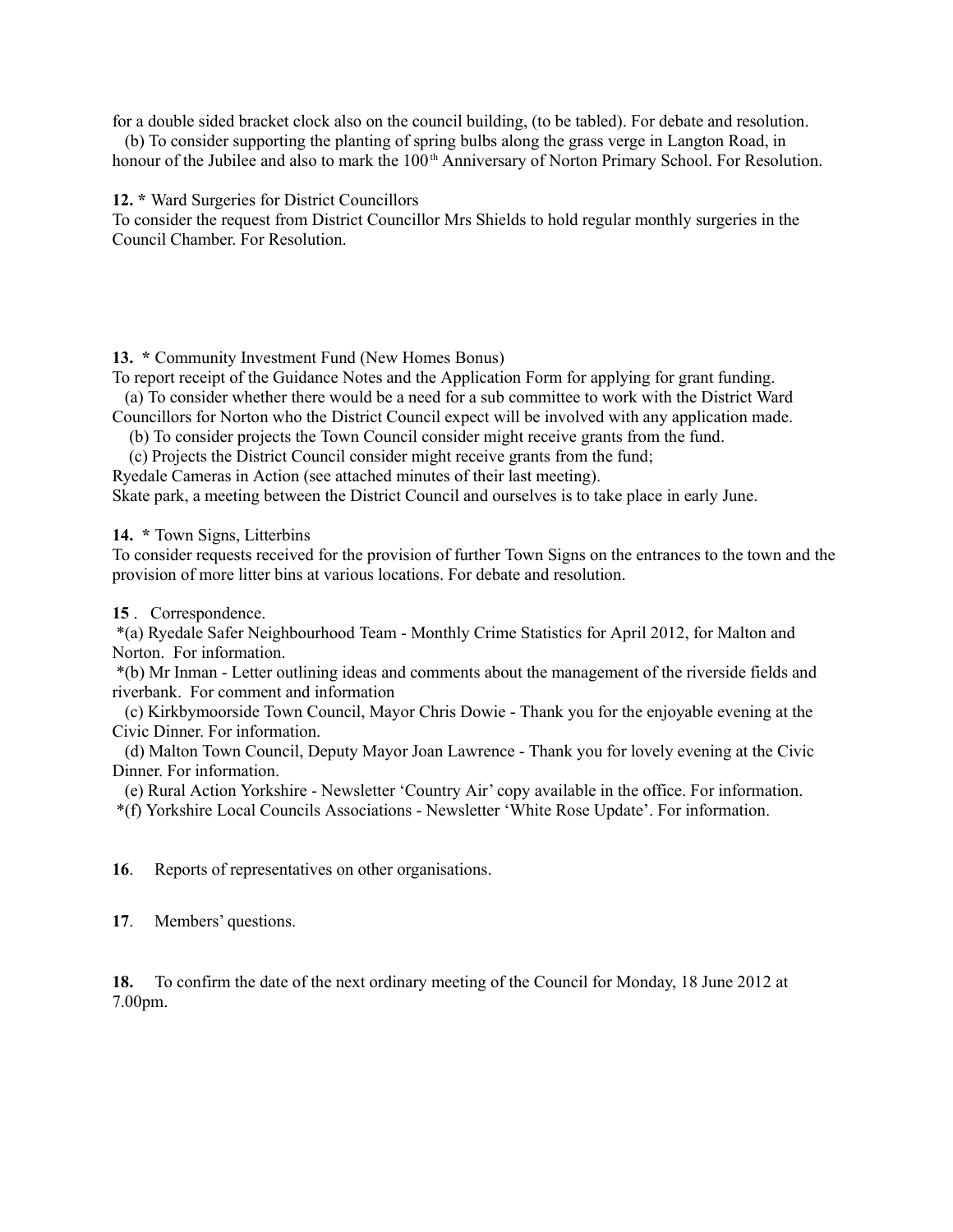for a double sided bracket clock also on the council building, (to be tabled). For debate and resolution.

(b) To consider supporting the planting of spring bulbs along the grass verge in Langton Road, in honour of the Jubilee and also to mark the 100th Anniversary of Norton Primary School. For Resolution.

**12. *** Ward Surgeries for District Councillors

To consider the request from District Councillor Mrs Shields to hold regular monthly surgeries in the Council Chamber. For Resolution.

**13. *** Community Investment Fund (New Homes Bonus)

To report receipt of the Guidance Notes and the Application Form for applying for grant funding.

(a) To consider whether there would be a need for a sub committee to work with the District Ward Councillors for Norton who the District Council expect will be involved with any application made.

(b) To consider projects the Town Council consider might receive grants from the fund.

(c) Projects the District Council consider might receive grants from the fund;

Ryedale Cameras in Action (see attached minutes of their last meeting).

Skate park, a meeting between the District Council and ourselves is to take place in early June.

**14. *** Town Signs, Litterbins

To consider requests received for the provision of further Town Signs on the entrances to the town and the provision of more litter bins at various locations. For debate and resolution.

**15**. Correspondence.

*(a) Ryedale Safer Neighbourhood Team - Monthly Crime Statistics for April 2012, for Malton and Norton. For information.

*(b) Mr Inman - Letter outlining ideas and comments about the management of the riverside fields and riverbank. For comment and information

(c) Kirkbymoorside Town Council, Mayor Chris Dowie - Thank you for the enjoyable evening at the Civic Dinner. For information.

(d) Malton Town Council, Deputy Mayor Joan Lawrence - Thank you for lovely evening at the Civic Dinner. For information.

(e) Rural Action Yorkshire - Newsletter 'Country Air' copy available in the office. For information.

*(f) Yorkshire Local Councils Associations - Newsletter 'White Rose Update'. For information.

**16**. Reports of representatives on other organisations.

**17**. Members' questions.

**18.** To confirm the date of the next ordinary meeting of the Council for Monday, 18 June 2012 at 7.00pm.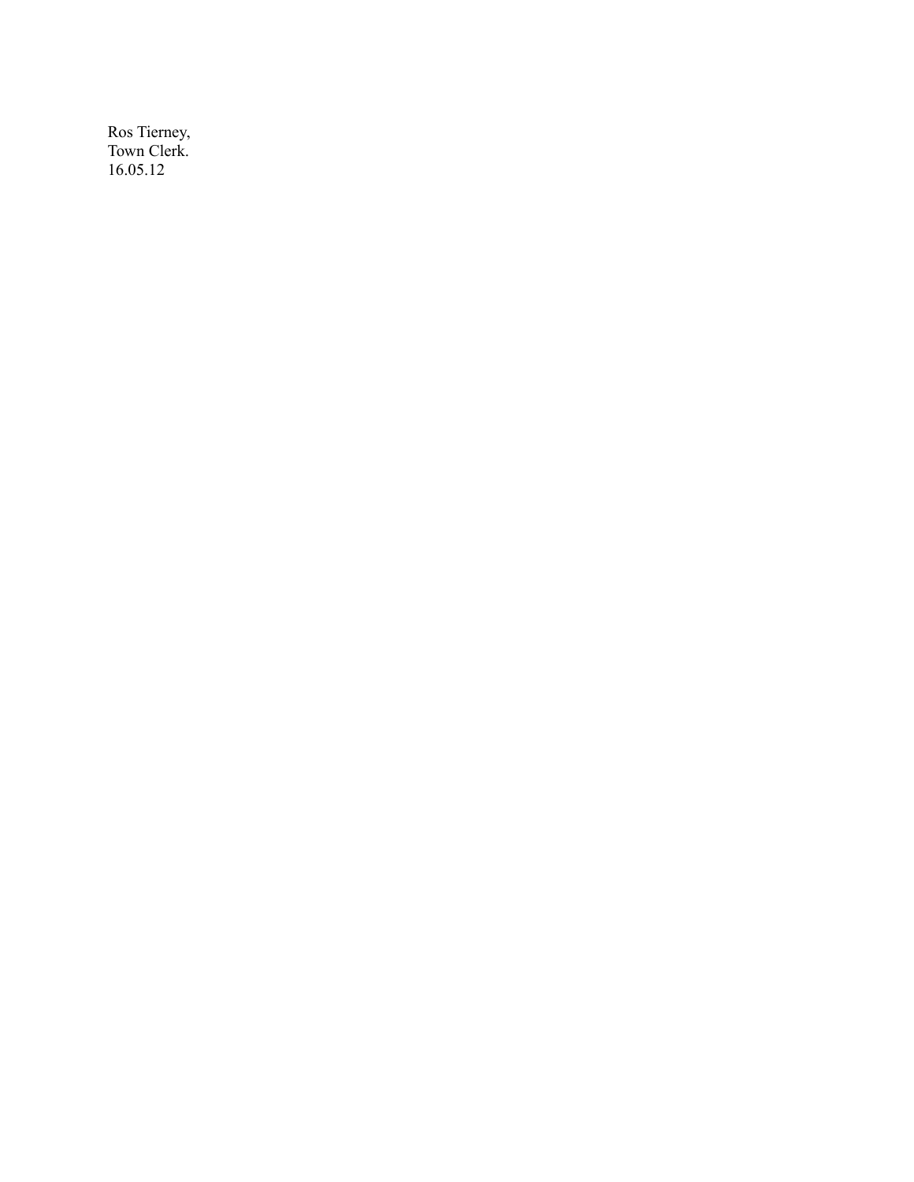Ros Tierney,  
Town Clerk.  
16.05.12